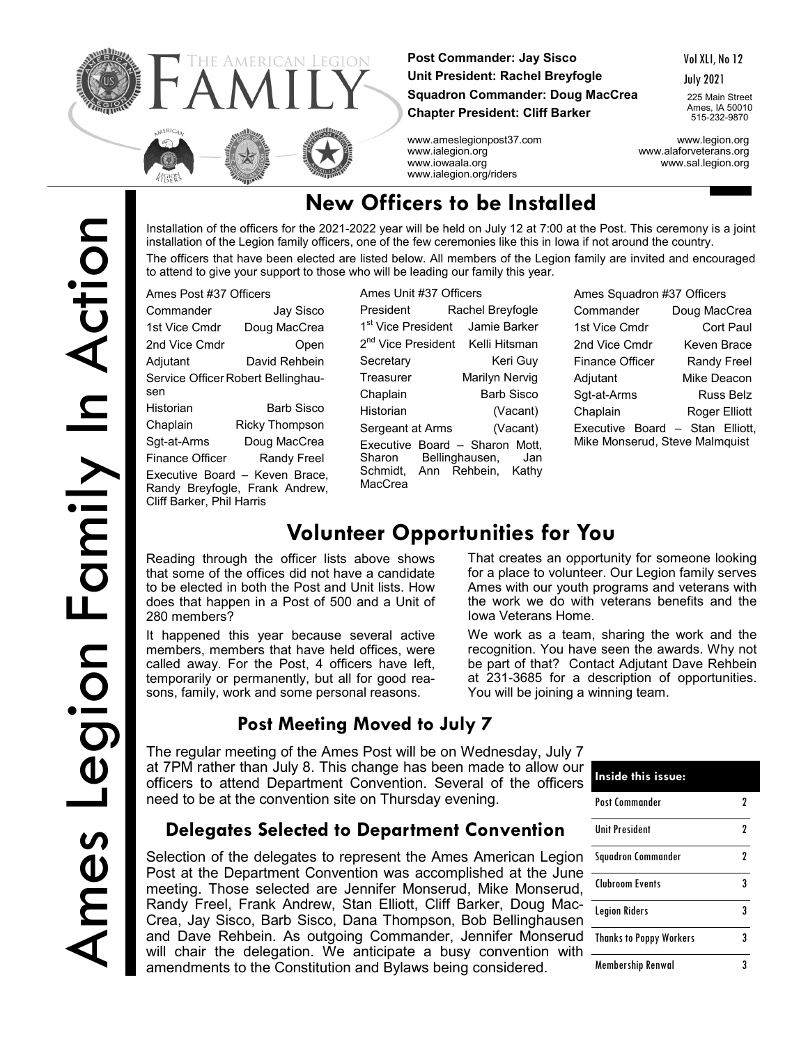# The American Legion FAMILY

**Post Commander: Jay Sisco**
**Unit President: Rachel Breyfogle**
**Squadron Commander: Doug MacCrea**
**Chapter President: Cliff Barker**

Vol XLI, No 12
July 2021

225 Main Street
Ames, IA 50010
515-232-9870

www.ameslegionpost37.com
www.ialegion.org
www.iowaala.org
www.ialegion.org/riders

www.legion.org
www.alaforveterans.org
www.sal.legion.org

Ames Legion Family In Action

## New Officers to be Installed

Installation of the officers for the 2021-2022 year will be held on July 12 at 7:00 at the Post. This ceremony is a joint installation of the Legion family officers, one of the few ceremonies like this in Iowa if not around the country.

The officers that have been elected are listed below. All members of the Legion family are invited and encouraged to attend to give your support to those who will be leading our family this year.

**Ames Post #37 Officers**

| | |
|---|---|
| Commander | Jay Sisco |
| 1st Vice Cmdr | Doug MacCrea |
| 2nd Vice Cmdr | Open |
| Adjutant | David Rehbein |
| Service Officer | Robert Bellinghausen |
| Historian | Barb Sisco |
| Chaplain | Ricky Thompson |
| Sgt-at-Arms | Doug MacCrea |
| Finance Officer | Randy Freel |

Executive Board – Keven Brace, Randy Breyfogle, Frank Andrew, Cliff Barker, Phil Harris

**Ames Unit #37 Officers**

| | |
|---|---|
| President | Rachel Breyfogle |
| 1st Vice President | Jamie Barker |
| 2nd Vice President | Kelli Hitsman |
| Secretary | Keri Guy |
| Treasurer | Marilyn Nervig |
| Chaplain | Barb Sisco |
| Historian | (Vacant) |
| Sergeant at Arms | (Vacant) |

Executive Board – Sharon Mott, Sharon Bellinghausen, Jan Schmidt, Ann Rehbein, Kathy MacCrea

**Ames Squadron #37 Officers**

| | |
|---|---|
| Commander | Doug MacCrea |
| 1st Vice Cmdr | Cort Paul |
| 2nd Vice Cmdr | Keven Brace |
| Finance Officer | Randy Freel |
| Adjutant | Mike Deacon |
| Sgt-at-Arms | Russ Belz |
| Chaplain | Roger Elliott |

Executive Board – Stan Elliott, Mike Monserud, Steve Malmquist

## Volunteer Opportunities for You

Reading through the officer lists above shows that some of the offices did not have a candidate to be elected in both the Post and Unit lists. How does that happen in a Post of 500 and a Unit of 280 members?

It happened this year because several active members, members that have held offices, were called away. For the Post, 4 officers have left, temporarily or permanently, but all for good reasons, family, work and some personal reasons.

That creates an opportunity for someone looking for a place to volunteer. Our Legion family serves Ames with our youth programs and veterans with the work we do with veterans benefits and the Iowa Veterans Home.

We work as a team, sharing the work and the recognition. You have seen the awards. Why not be part of that? Contact Adjutant Dave Rehbein at 231-3685 for a description of opportunities. You will be joining a winning team.

### Post Meeting Moved to July 7

The regular meeting of the Ames Post will be on Wednesday, July 7 at 7PM rather than July 8. This change has been made to allow our officers to attend Department Convention. Several of the officers need to be at the convention site on Thursday evening.

### Delegates Selected to Department Convention

Selection of the delegates to represent the Ames American Legion Post at the Department Convention was accomplished at the June meeting. Those selected are Jennifer Monserud, Mike Monserud, Randy Freel, Frank Andrew, Stan Elliott, Cliff Barker, Doug MacCrea, Jay Sisco, Barb Sisco, Dana Thompson, Bob Bellinghausen and Dave Rehbein. As outgoing Commander, Jennifer Monserud will chair the delegation. We anticipate a busy convention with amendments to the Constitution and Bylaws being considered.

| Inside this issue: | |
|---|---|
| Post Commander | 2 |
| Unit President | 2 |
| Squadron Commander | 2 |
| Clubroom Events | 3 |
| Legion Riders | 3 |
| Thanks to Poppy Workers | 3 |
| Membership Renwal | 3 |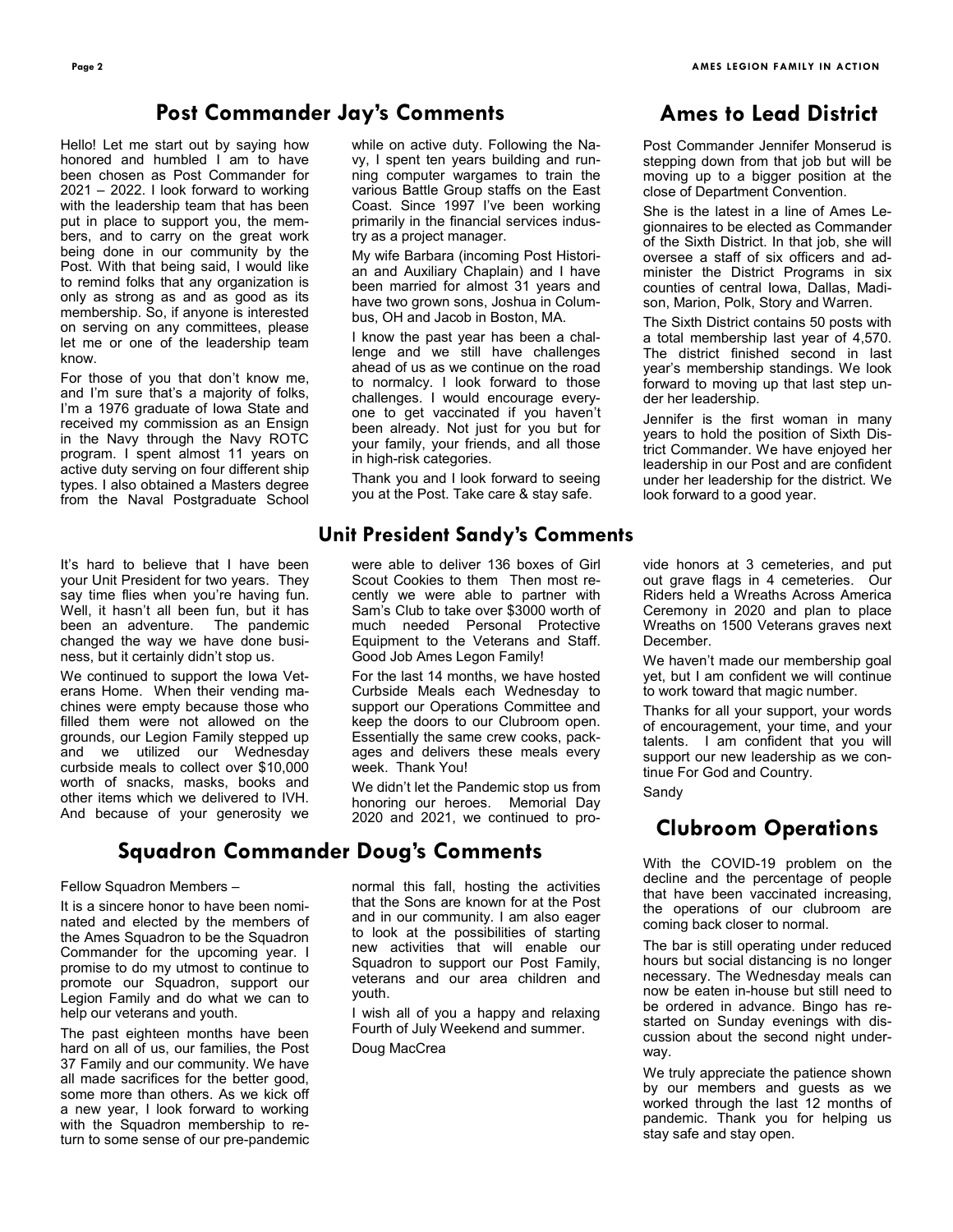## Post Commander Jay's Comments

Hello! Let me start out by saying how honored and humbled I am to have been chosen as Post Commander for 2021 – 2022. I look forward to working with the leadership team that has been put in place to support you, the members, and to carry on the great work being done in our community by the Post. With that being said, I would like to remind folks that any organization is only as strong as and as good as its membership. So, if anyone is interested on serving on any committees, please let me or one of the leadership team know.

For those of you that don't know me, and I'm sure that's a majority of folks, I'm a 1976 graduate of Iowa State and received my commission as an Ensign in the Navy through the Navy ROTC program. I spent almost 11 years on active duty serving on four different ship types. I also obtained a Masters degree from the Naval Postgraduate School while on active duty. Following the Navy, I spent ten years building and running computer wargames to train the various Battle Group staffs on the East Coast. Since 1997 I've been working primarily in the financial services industry as a project manager.

My wife Barbara (incoming Post Historian and Auxiliary Chaplain) and I have been married for almost 31 years and have two grown sons, Joshua in Columbus, OH and Jacob in Boston, MA.

I know the past year has been a challenge and we still have challenges ahead of us as we continue on the road to normalcy. I look forward to those challenges. I would encourage everyone to get vaccinated if you haven't been already. Not just for you but for your family, your friends, and all those in high-risk categories.

Thank you and I look forward to seeing you at the Post. Take care & stay safe.

## Ames to Lead District

Post Commander Jennifer Monserud is stepping down from that job but will be moving up to a bigger position at the close of Department Convention.

She is the latest in a line of Ames Legionnaires to be elected as Commander of the Sixth District. In that job, she will oversee a staff of six officers and administer the District Programs in six counties of central Iowa, Dallas, Madison, Marion, Polk, Story and Warren.

The Sixth District contains 50 posts with a total membership last year of 4,570. The district finished second in last year's membership standings. We look forward to moving up that last step under her leadership.

Jennifer is the first woman in many years to hold the position of Sixth District Commander. We have enjoyed her leadership in our Post and are confident under her leadership for the district. We look forward to a good year.

## Unit President Sandy's Comments

It's hard to believe that I have been your Unit President for two years. They say time flies when you're having fun. Well, it hasn't all been fun, but it has been an adventure. The pandemic changed the way we have done business, but it certainly didn't stop us.

We continued to support the Iowa Veterans Home. When their vending machines were empty because those who filled them were not allowed on the grounds, our Legion Family stepped up and we utilized our Wednesday curbside meals to collect over $10,000 worth of snacks, masks, books and other items which we delivered to IVH. And because of your generosity we were able to deliver 136 boxes of Girl Scout Cookies to them Then most recently we were able to partner with Sam's Club to take over $3000 worth of much needed Personal Protective Equipment to the Veterans and Staff. Good Job Ames Legon Family!

For the last 14 months, we have hosted Curbside Meals each Wednesday to support our Operations Committee and keep the doors to our Clubroom open. Essentially the same crew cooks, packages and delivers these meals every week. Thank You!

We didn't let the Pandemic stop us from honoring our heroes. Memorial Day 2020 and 2021, we continued to provide honors at 3 cemeteries, and put out grave flags in 4 cemeteries. Our Riders held a Wreaths Across America Ceremony in 2020 and plan to place Wreaths on 1500 Veterans graves next December.

We haven't made our membership goal yet, but I am confident we will continue to work toward that magic number.

Thanks for all your support, your words of encouragement, your time, and your talents. I am confident that you will support our new leadership as we continue For God and Country.

Sandy

## Squadron Commander Doug's Comments

Fellow Squadron Members –

It is a sincere honor to have been nominated and elected by the members of the Ames Squadron to be the Squadron Commander for the upcoming year. I promise to do my utmost to continue to promote our Squadron, support our Legion Family and do what we can to help our veterans and youth.

The past eighteen months have been hard on all of us, our families, the Post 37 Family and our community. We have all made sacrifices for the better good, some more than others. As we kick off a new year, I look forward to working with the Squadron membership to return to some sense of our pre-pandemic normal this fall, hosting the activities that the Sons are known for at the Post and in our community. I am also eager to look at the possibilities of starting new activities that will enable our Squadron to support our Post Family, veterans and our area children and youth.

I wish all of you a happy and relaxing Fourth of July Weekend and summer.

Doug MacCrea

## Clubroom Operations

With the COVID-19 problem on the decline and the percentage of people that have been vaccinated increasing, the operations of our clubroom are coming back closer to normal.

The bar is still operating under reduced hours but social distancing is no longer necessary. The Wednesday meals can now be eaten in-house but still need to be ordered in advance. Bingo has restarted on Sunday evenings with discussion about the second night underway.

We truly appreciate the patience shown by our members and guests as we worked through the last 12 months of pandemic. Thank you for helping us stay safe and stay open.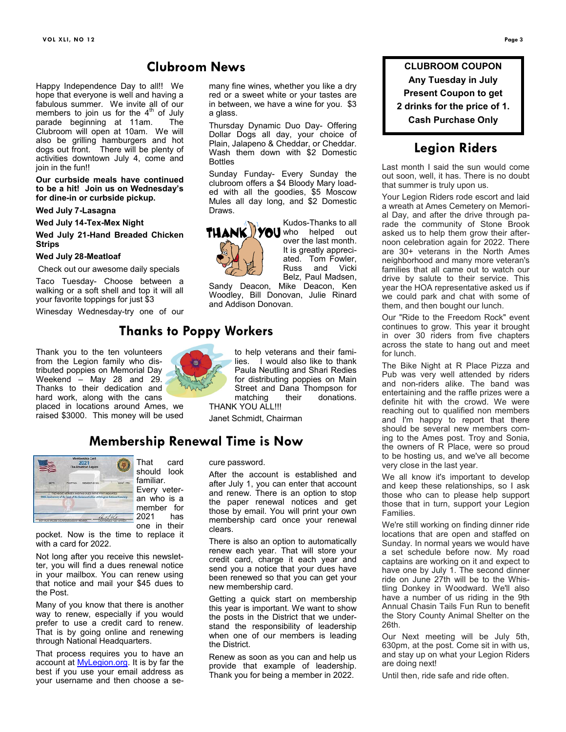## Clubroom News

Happy Independence Day to all!! We hope that everyone is well and having a fabulous summer. We invite all of our members to join us for the 4th of July parade beginning at 11am. The Clubroom will open at 10am. We will also be grilling hamburgers and hot dogs out front. There will be plenty of activities downtown July 4, come and join in the fun!!

**Our curbside meals have continued to be a hit! Join us on Wednesday's for dine-in or curbside pickup.**

**Wed July 7-Lasagna**

**Wed July 14-Tex-Mex Night**

**Wed July 21-Hand Breaded Chicken Strips**

**Wed July 28-Meatloaf**

Check out our awesome daily specials

Taco Tuesday- Choose between a walking or a soft shell and top it will all your favorite toppings for just $3

Winesday Wednesday-try one of our many fine wines, whether you like a dry red or a sweet white or your tastes are in between, we have a wine for you. $3 a glass.

Thursday Dynamic Duo Day- Offering Dollar Dogs all day, your choice of Plain, Jalapeno & Cheddar, or Cheddar. Wash them down with $2 Domestic Bottles

Sunday Funday- Every Sunday the clubroom offers a $4 Bloody Mary loaded with all the goodies, $5 Moscow Mules all day long, and $2 Domestic Draws.

Kudos-Thanks to all who helped out over the last month. It is greatly appreciated. Tom Fowler, Russ and Vicki Belz, Paul Madsen, Sandy Deacon, Mike Deacon, Ken Woodley, Bill Donovan, Julie Rinard and Addison Donovan.

## Thanks to Poppy Workers

Thank you to the ten volunteers from the Legion family who distributed poppies on Memorial Day Weekend – May 28 and 29. Thanks to their dedication and hard work, along with the cans placed in locations around Ames, we raised $3000. This money will be used to help veterans and their families. I would also like to thank Paula Neutling and Shari Redies for distributing poppies on Main Street and Dana Thompson for matching their donations. THANK YOU ALL!!!

Janet Schmidt, Chairman

## Membership Renewal Time is Now

That card should look familiar. Every veteran who is a member for 2021 has one in their pocket. Now is the time to replace it with a card for 2022.

Not long after you receive this newsletter, you will find a dues renewal notice in your mailbox. You can renew using that notice and mail your $45 dues to the Post.

Many of you know that there is another way to renew, especially if you would prefer to use a credit card to renew. That is by going online and renewing through National Headquarters.

That process requires you to have an account at MyLegion.org. It is by far the best if you use your email address as your username and then choose a secure password.

After the account is established and after July 1, you can enter that account and renew. There is an option to stop the paper renewal notices and get those by email. You will print your own membership card once your renewal clears.

There is also an option to automatically renew each year. That will store your credit card, charge it each year and send you a notice that your dues have been renewed so that you can get your new membership card.

Getting a quick start on membership this year is important. We want to show the posts in the District that we understand the responsibility of leadership when one of our members is leading the District.

Renew as soon as you can and help us provide that example of leadership. Thank you for being a member in 2022.

**CLUBROOM COUPON**
**Any Tuesday in July**
**Present Coupon to get**
**2 drinks for the price of 1.**
**Cash Purchase Only**

## Legion Riders

Last month I said the sun would come out soon, well, it has. There is no doubt that summer is truly upon us.

Your Legion Riders rode escort and laid a wreath at Ames Cemetery on Memorial Day, and after the drive through parade the community of Stone Brook asked us to help them grow their afternoon celebration again for 2022. There are 30+ veterans in the North Ames neighborhood and many more veteran's families that all came out to watch our drive by salute to their service. This year the HOA representative asked us if we could park and chat with some of them, and then bought our lunch.

Our "Ride to the Freedom Rock" event continues to grow. This year it brought in over 30 riders from five chapters across the state to hang out and meet for lunch.

The Bike Night at R Place Pizza and Pub was very well attended by riders and non-riders alike. The band was entertaining and the raffle prizes were a definite hit with the crowd. We were reaching out to qualified non members and I'm happy to report that there should be several new members coming to the Ames post. Troy and Sonia, the owners of R Place, were so proud to be hosting us, and we've all become very close in the last year.

We all know it's important to develop and keep these relationships, so I ask those who can to please help support those that in turn, support your Legion Families.

We're still working on finding dinner ride locations that are open and staffed on Sunday. In normal years we would have a set schedule before now. My road captains are working on it and expect to have one by July 1. The second dinner ride on June 27th will be to the Whistling Donkey in Woodward. We'll also have a number of us riding in the 9th Annual Chasin Tails Fun Run to benefit the Story County Animal Shelter on the 26th.

Our Next meeting will be July 5th, 630pm, at the post. Come sit in with us, and stay up on what your Legion Riders are doing next!

Until then, ride safe and ride often.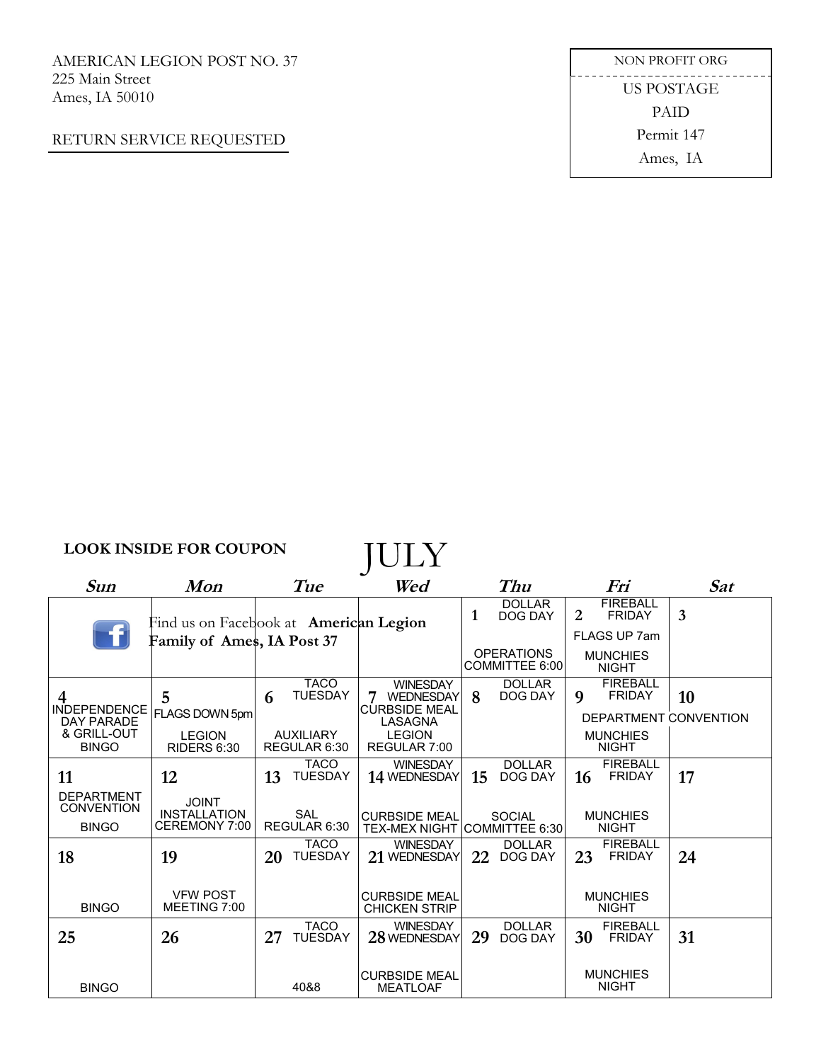AMERICAN LEGION POST NO. 37
225 Main Street
Ames, IA 50010

RETURN SERVICE REQUESTED

NON PROFIT ORG
US POSTAGE
PAID
Permit 147
Ames, IA

**LOOK INSIDE FOR COUPON**

# JULY

| *Sun* | *Mon* | *Tue* | *Wed* | *Thu* | *Fri* | *Sat* |
|---|---|---|---|---|---|---|
| | Find us on Facebook at **American Legion Family of Ames, IA Post 37** | | | 1 DOLLAR DOG DAY<br>OPERATIONS COMMITTEE 6:00 | 2 FIREBALL FRIDAY<br>FLAGS UP 7am<br>MUNCHIES NIGHT | 3 |
| 4 INDEPENDENCE DAY PARADE & GRILL-OUT<br>BINGO | 5 FLAGS DOWN 5pm<br>LEGION RIDERS 6:30 | 6 TACO TUESDAY<br>AUXILIARY REGULAR 6:30 | 7 WINESDAY WEDNESDAY<br>CURBSIDE MEAL LASAGNA<br>LEGION REGULAR 7:00 | 8 DOLLAR DOG DAY | 9 FIREBALL FRIDAY<br>DEPARTMENT CONVENTION<br>MUNCHIES NIGHT | 10 |
| 11 DEPARTMENT CONVENTION<br>BINGO | 12 JOINT INSTALLATION CEREMONY 7:00 | 13 TACO TUESDAY<br>SAL REGULAR 6:30 | 14 WINESDAY WEDNESDAY<br>CURBSIDE MEAL TEX-MEX NIGHT | 15 DOLLAR DOG DAY<br>SOCIAL COMMITTEE 6:30 | 16 FIREBALL FRIDAY<br>MUNCHIES NIGHT | 17 |
| 18<br>BINGO | 19<br>VFW POST MEETING 7:00 | 20 TACO TUESDAY | 21 WINESDAY WEDNESDAY<br>CURBSIDE MEAL CHICKEN STRIP | 22 DOLLAR DOG DAY | 23 FIREBALL FRIDAY<br>MUNCHIES NIGHT | 24 |
| 25<br>BINGO | 26 | 27 TACO TUESDAY<br>40&8 | 28 WINESDAY WEDNESDAY<br>CURBSIDE MEAL MEATLOAF | 29 DOLLAR DOG DAY | 30 FIREBALL FRIDAY<br>MUNCHIES NIGHT | 31 |